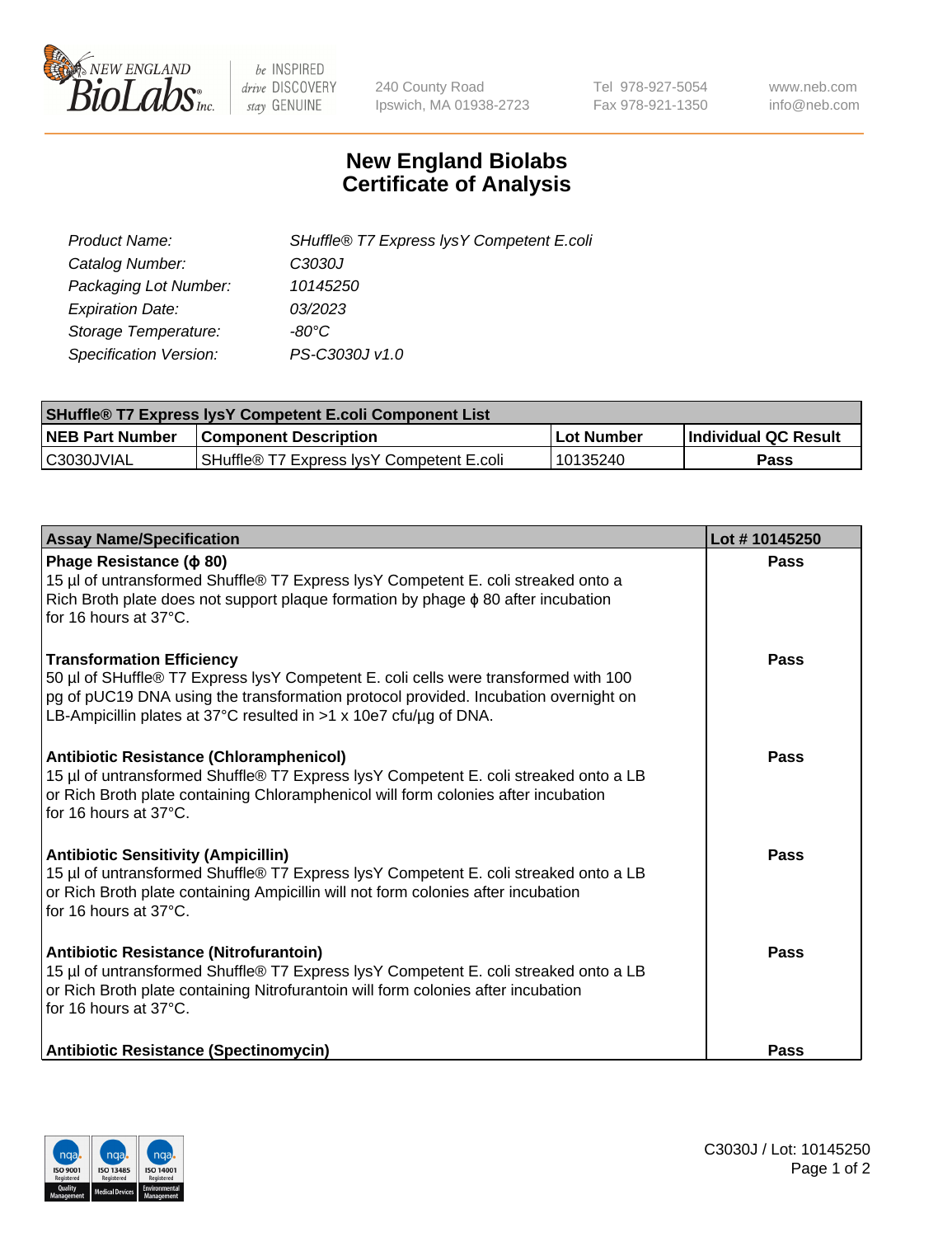# New England Biolabs
# Certificate of Analysis

| | |
|---|---|
| *Product Name:* | *SHuffle® T7 Express lysY Competent E.coli* |
| *Catalog Number:* | *C3030J* |
| *Packaging Lot Number:* | *10145250* |
| *Expiration Date:* | *03/2023* |
| *Storage Temperature:* | *-80°C* |
| *Specification Version:* | *PS-C3030J v1.0* |

| SHuffle® T7 Express lysY Competent E.coli Component List | | | |
|---|---|---|---|
| **NEB Part Number** | **Component Description** | **Lot Number** | **Individual QC Result** |
| C3030JVIAL | SHuffle® T7 Express lysY Competent E.coli | 10135240 | **Pass** |

| Assay Name/Specification | Lot # 10145250 |
|---|---|
| **Phage Resistance (ϕ 80)**<br>15 µl of untransformed Shuffle® T7 Express lysY Competent E. coli streaked onto a Rich Broth plate does not support plaque formation by phage ϕ 80 after incubation for 16 hours at 37°C. | **Pass** |
| **Transformation Efficiency**<br>50 µl of SHuffle® T7 Express lysY Competent E. coli cells were transformed with 100 pg of pUC19 DNA using the transformation protocol provided. Incubation overnight on LB-Ampicillin plates at 37°C resulted in >1 x 10e7 cfu/µg of DNA. | **Pass** |
| **Antibiotic Resistance (Chloramphenicol)**<br>15 µl of untransformed Shuffle® T7 Express lysY Competent E. coli streaked onto a LB or Rich Broth plate containing Chloramphenicol will form colonies after incubation for 16 hours at 37°C. | **Pass** |
| **Antibiotic Sensitivity (Ampicillin)**<br>15 µl of untransformed Shuffle® T7 Express lysY Competent E. coli streaked onto a LB or Rich Broth plate containing Ampicillin will not form colonies after incubation for 16 hours at 37°C. | **Pass** |
| **Antibiotic Resistance (Nitrofurantoin)**<br>15 µl of untransformed Shuffle® T7 Express lysY Competent E. coli streaked onto a LB or Rich Broth plate containing Nitrofurantoin will form colonies after incubation for 16 hours at 37°C. | **Pass** |
| **Antibiotic Resistance (Spectinomycin)** | **Pass** |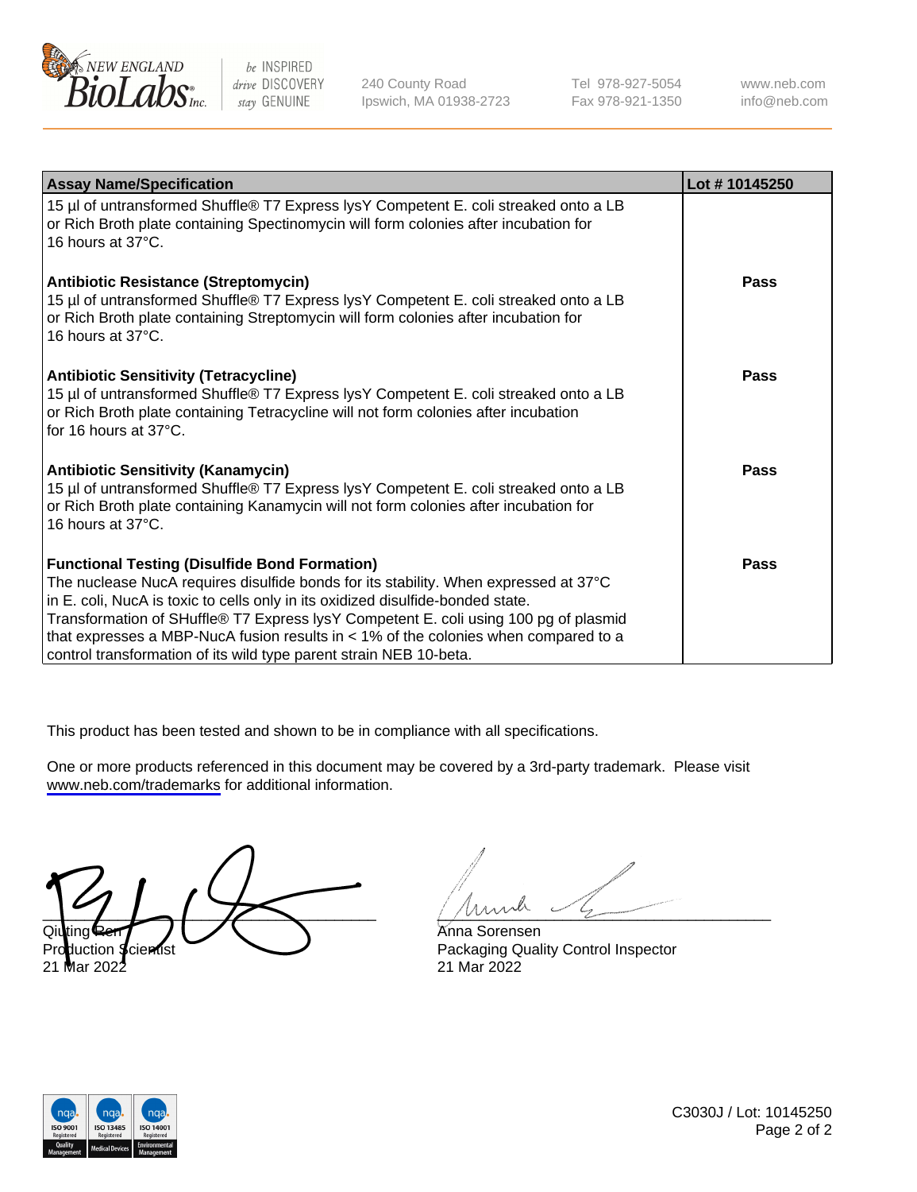| Assay Name/Specification | Lot # 10145250 |
|---|---|
| 15 µl of untransformed Shuffle® T7 Express lysY Competent E. coli streaked onto a LB or Rich Broth plate containing Spectinomycin will form colonies after incubation for 16 hours at 37°C. | |
| **Antibiotic Resistance (Streptomycin)** 15 µl of untransformed Shuffle® T7 Express lysY Competent E. coli streaked onto a LB or Rich Broth plate containing Streptomycin will form colonies after incubation for 16 hours at 37°C. | **Pass** |
| **Antibiotic Sensitivity (Tetracycline)** 15 µl of untransformed Shuffle® T7 Express lysY Competent E. coli streaked onto a LB or Rich Broth plate containing Tetracycline will not form colonies after incubation for 16 hours at 37°C. | **Pass** |
| **Antibiotic Sensitivity (Kanamycin)** 15 µl of untransformed Shuffle® T7 Express lysY Competent E. coli streaked onto a LB or Rich Broth plate containing Kanamycin will not form colonies after incubation for 16 hours at 37°C. | **Pass** |
| **Functional Testing (Disulfide Bond Formation)** The nuclease NucA requires disulfide bonds for its stability. When expressed at 37°C in E. coli, NucA is toxic to cells only in its oxidized disulfide-bonded state. Transformation of SHuffle® T7 Express lysY Competent E. coli using 100 pg of plasmid that expresses a MBP-NucA fusion results in < 1% of the colonies when compared to a control transformation of its wild type parent strain NEB 10-beta. | **Pass** |

This product has been tested and shown to be in compliance with all specifications.

One or more products referenced in this document may be covered by a 3rd-party trademark. Please visit www.neb.com/trademarks for additional information.

Qiuting Ren
Production Scientist
21 Mar 2022

Anna Sorensen
Packaging Quality Control Inspector
21 Mar 2022

C3030J / Lot: 10145250